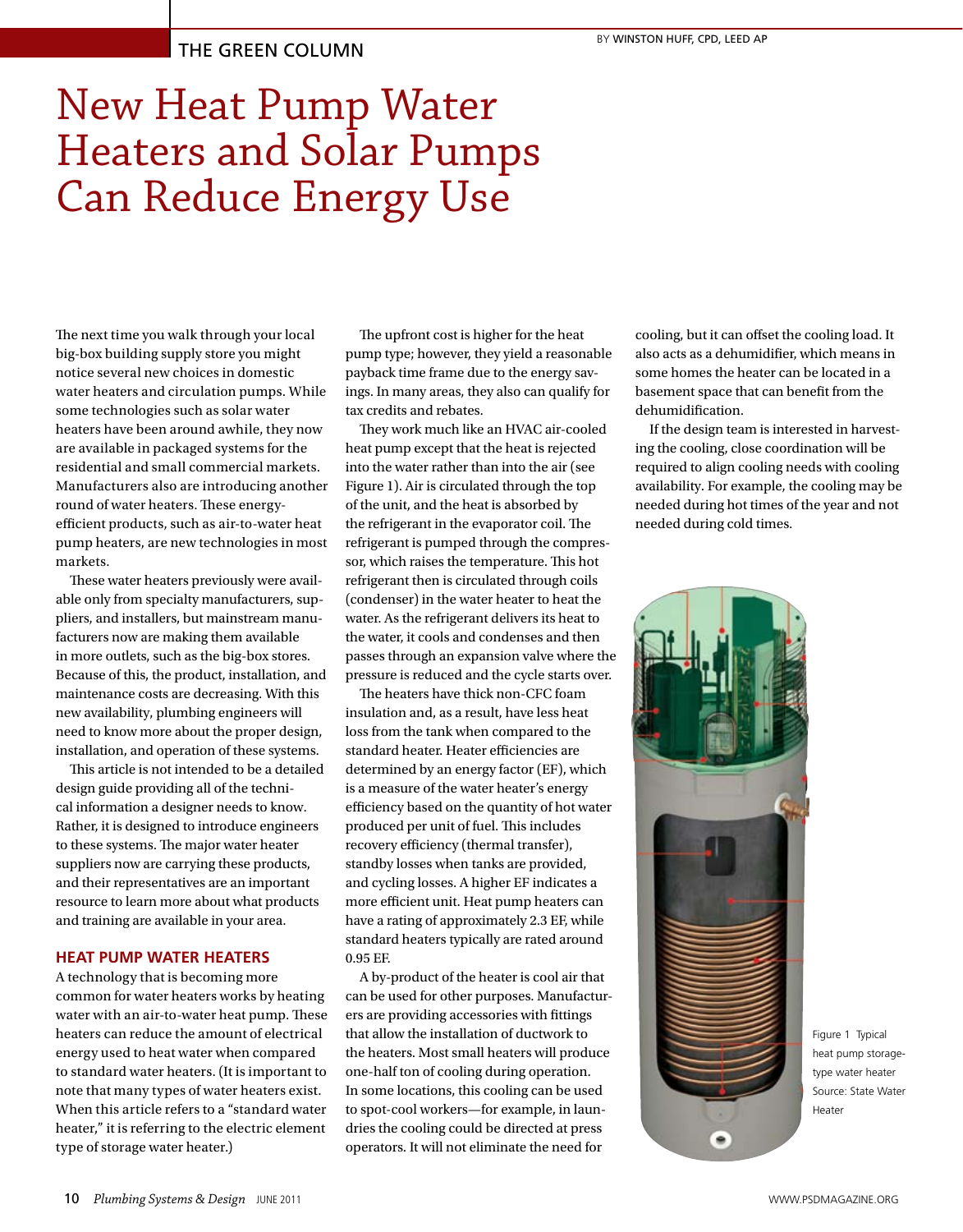THE GREEN COLUMN

BY WINSTON HUFF, CPD, LEED AP

# New Heat Pump Water Heaters and Solar Pumps Can Reduce Energy Use

The next time you walk through your local big-box building supply store you might notice several new choices in domestic water heaters and circulation pumps. While some technologies such as solar water heaters have been around awhile, they now are available in packaged systems for the residential and small commercial markets. Manufacturers also are introducing another round of water heaters. These energy-efficient products, such as air-to-water heat pump heaters, are new technologies in most markets.

These water heaters previously were available only from specialty manufacturers, suppliers, and installers, but mainstream manufacturers now are making them available in more outlets, such as the big-box stores. Because of this, the product, installation, and maintenance costs are decreasing. With this new availability, plumbing engineers will need to know more about the proper design, installation, and operation of these systems.

This article is not intended to be a detailed design guide providing all of the technical information a designer needs to know. Rather, it is designed to introduce engineers to these systems. The major water heater suppliers now are carrying these products, and their representatives are an important resource to learn more about what products and training are available in your area.

## HEAT PUMP WATER HEATERS

A technology that is becoming more common for water heaters works by heating water with an air-to-water heat pump. These heaters can reduce the amount of electrical energy used to heat water when compared to standard water heaters. (It is important to note that many types of water heaters exist. When this article refers to a "standard water heater," it is referring to the electric element type of storage water heater.)

The upfront cost is higher for the heat pump type; however, they yield a reasonable payback time frame due to the energy savings. In many areas, they also can qualify for tax credits and rebates.

They work much like an HVAC air-cooled heat pump except that the heat is rejected into the water rather than into the air (see Figure 1). Air is circulated through the top of the unit, and the heat is absorbed by the refrigerant in the evaporator coil. The refrigerant is pumped through the compressor, which raises the temperature. This hot refrigerant then is circulated through coils (condenser) in the water heater to heat the water. As the refrigerant delivers its heat to the water, it cools and condenses and then passes through an expansion valve where the pressure is reduced and the cycle starts over.

The heaters have thick non-CFC foam insulation and, as a result, have less heat loss from the tank when compared to the standard heater. Heater efficiencies are determined by an energy factor (EF), which is a measure of the water heater's energy efficiency based on the quantity of hot water produced per unit of fuel. This includes recovery efficiency (thermal transfer), standby losses when tanks are provided, and cycling losses. A higher EF indicates a more efficient unit. Heat pump heaters can have a rating of approximately 2.3 EF, while standard heaters typically are rated around 0.95 EF.

A by-product of the heater is cool air that can be used for other purposes. Manufacturers are providing accessories with fittings that allow the installation of ductwork to the heaters. Most small heaters will produce one-half ton of cooling during operation. In some locations, this cooling can be used to spot-cool workers—for example, in laundries the cooling could be directed at press operators. It will not eliminate the need for cooling, but it can offset the cooling load. It also acts as a dehumidifier, which means in some homes the heater can be located in a basement space that can benefit from the dehumidification.

If the design team is interested in harvesting the cooling, close coordination will be required to align cooling needs with cooling availability. For example, the cooling may be needed during hot times of the year and not needed during cold times.

Figure 1 Typical heat pump storage-type water heater Source: State Water Heater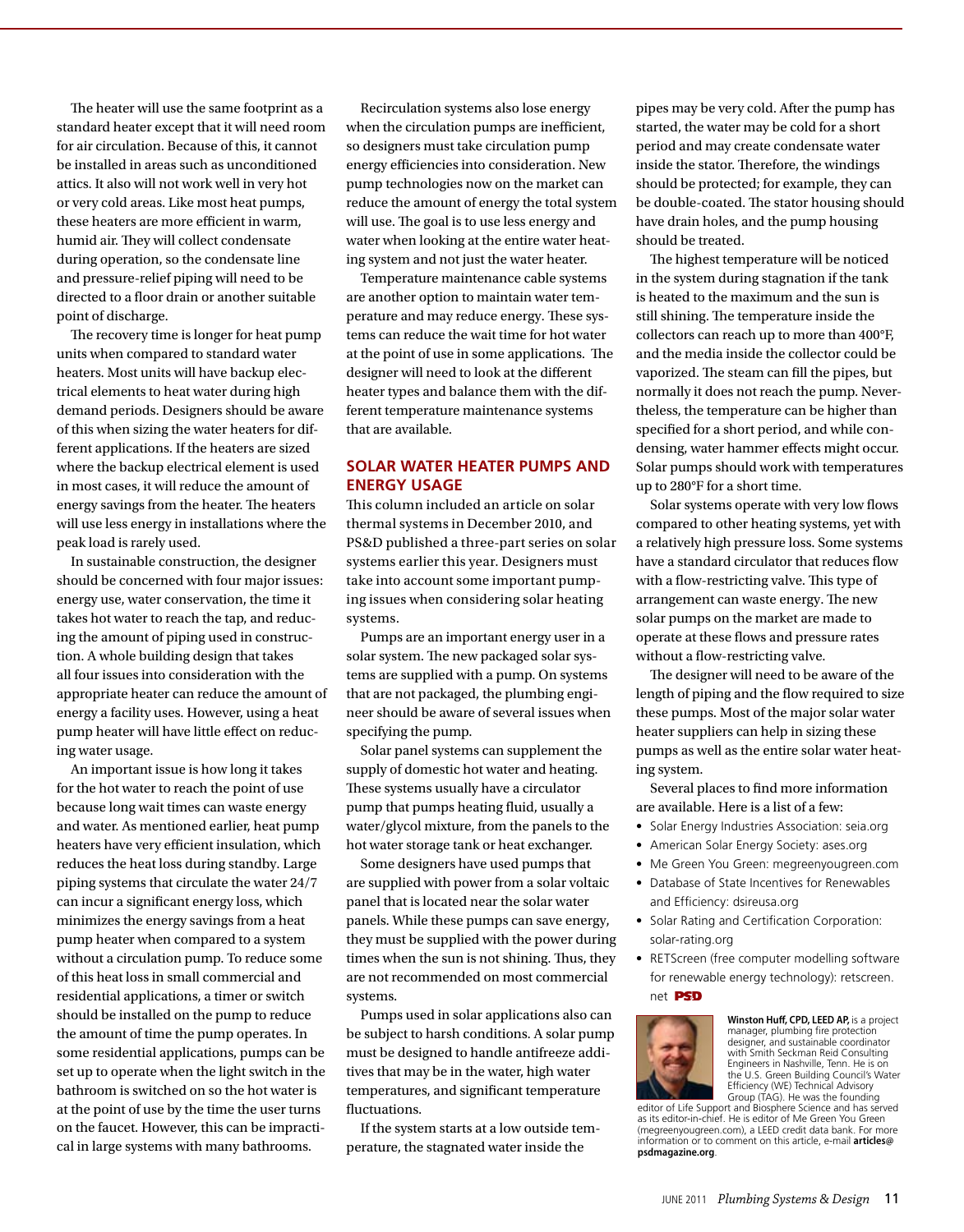The heater will use the same footprint as a standard heater except that it will need room for air circulation. Because of this, it cannot be installed in areas such as unconditioned attics. It also will not work well in very hot or very cold areas. Like most heat pumps, these heaters are more efficient in warm, humid air. They will collect condensate during operation, so the condensate line and pressure-relief piping will need to be directed to a floor drain or another suitable point of discharge.

The recovery time is longer for heat pump units when compared to standard water heaters. Most units will have backup electrical elements to heat water during high demand periods. Designers should be aware of this when sizing the water heaters for different applications. If the heaters are sized where the backup electrical element is used in most cases, it will reduce the amount of energy savings from the heater. The heaters will use less energy in installations where the peak load is rarely used.

In sustainable construction, the designer should be concerned with four major issues: energy use, water conservation, the time it takes hot water to reach the tap, and reducing the amount of piping used in construction. A whole building design that takes all four issues into consideration with the appropriate heater can reduce the amount of energy a facility uses. However, using a heat pump heater will have little effect on reducing water usage.

An important issue is how long it takes for the hot water to reach the point of use because long wait times can waste energy and water. As mentioned earlier, heat pump heaters have very efficient insulation, which reduces the heat loss during standby. Large piping systems that circulate the water 24/7 can incur a significant energy loss, which minimizes the energy savings from a heat pump heater when compared to a system without a circulation pump. To reduce some of this heat loss in small commercial and residential applications, a timer or switch should be installed on the pump to reduce the amount of time the pump operates. In some residential applications, pumps can be set up to operate when the light switch in the bathroom is switched on so the hot water is at the point of use by the time the user turns on the faucet. However, this can be impractical in large systems with many bathrooms.

Recirculation systems also lose energy when the circulation pumps are inefficient, so designers must take circulation pump energy efficiencies into consideration. New pump technologies now on the market can reduce the amount of energy the total system will use. The goal is to use less energy and water when looking at the entire water heating system and not just the water heater.

Temperature maintenance cable systems are another option to maintain water temperature and may reduce energy. These systems can reduce the wait time for hot water at the point of use in some applications. The designer will need to look at the different heater types and balance them with the different temperature maintenance systems that are available.

## SOLAR WATER HEATER PUMPS AND ENERGY USAGE

This column included an article on solar thermal systems in December 2010, and PS&D published a three-part series on solar systems earlier this year. Designers must take into account some important pumping issues when considering solar heating systems.

Pumps are an important energy user in a solar system. The new packaged solar systems are supplied with a pump. On systems that are not packaged, the plumbing engineer should be aware of several issues when specifying the pump.

Solar panel systems can supplement the supply of domestic hot water and heating. These systems usually have a circulator pump that pumps heating fluid, usually a water/glycol mixture, from the panels to the hot water storage tank or heat exchanger.

Some designers have used pumps that are supplied with power from a solar voltaic panel that is located near the solar water panels. While these pumps can save energy, they must be supplied with the power during times when the sun is not shining. Thus, they are not recommended on most commercial systems.

Pumps used in solar applications also can be subject to harsh conditions. A solar pump must be designed to handle antifreeze additives that may be in the water, high water temperatures, and significant temperature fluctuations.

If the system starts at a low outside temperature, the stagnated water inside the pipes may be very cold. After the pump has started, the water may be cold for a short period and may create condensate water inside the stator. Therefore, the windings should be protected; for example, they can be double-coated. The stator housing should have drain holes, and the pump housing should be treated.

The highest temperature will be noticed in the system during stagnation if the tank is heated to the maximum and the sun is still shining. The temperature inside the collectors can reach up to more than 400°F, and the media inside the collector could be vaporized. The steam can fill the pipes, but normally it does not reach the pump. Nevertheless, the temperature can be higher than specified for a short period, and while condensing, water hammer effects might occur. Solar pumps should work with temperatures up to 280°F for a short time.

Solar systems operate with very low flows compared to other heating systems, yet with a relatively high pressure loss. Some systems have a standard circulator that reduces flow with a flow-restricting valve. This type of arrangement can waste energy. The new solar pumps on the market are made to operate at these flows and pressure rates without a flow-restricting valve.

The designer will need to be aware of the length of piping and the flow required to size these pumps. Most of the major solar water heater suppliers can help in sizing these pumps as well as the entire solar water heating system.

Several places to find more information are available. Here is a list of a few:

- Solar Energy Industries Association: seia.org
- American Solar Energy Society: ases.org
- Me Green You Green: megreenyougreen.com
- Database of State Incentives for Renewables and Efficiency: dsireusa.org
- Solar Rating and Certification Corporation: solar-rating.org
- RETScreen (free computer modelling software for renewable energy technology): retscreen.net **PSD**

**Winston Huff, CPD, LEED AP,** is a project manager, plumbing fire protection designer, and sustainable coordinator with Smith Seckman Reid Consulting Engineers in Nashville, Tenn. He is on the U.S. Green Building Council's Water Efficiency (WE) Technical Advisory Group (TAG). He was the founding editor of Life Support and Biosphere Science and has served as its editor-in-chief. He is editor of Me Green You Green (megreenyougreen.com), a LEED credit data bank. For more information or to comment on this article, e-mail **articles@psdmagazine.org**.